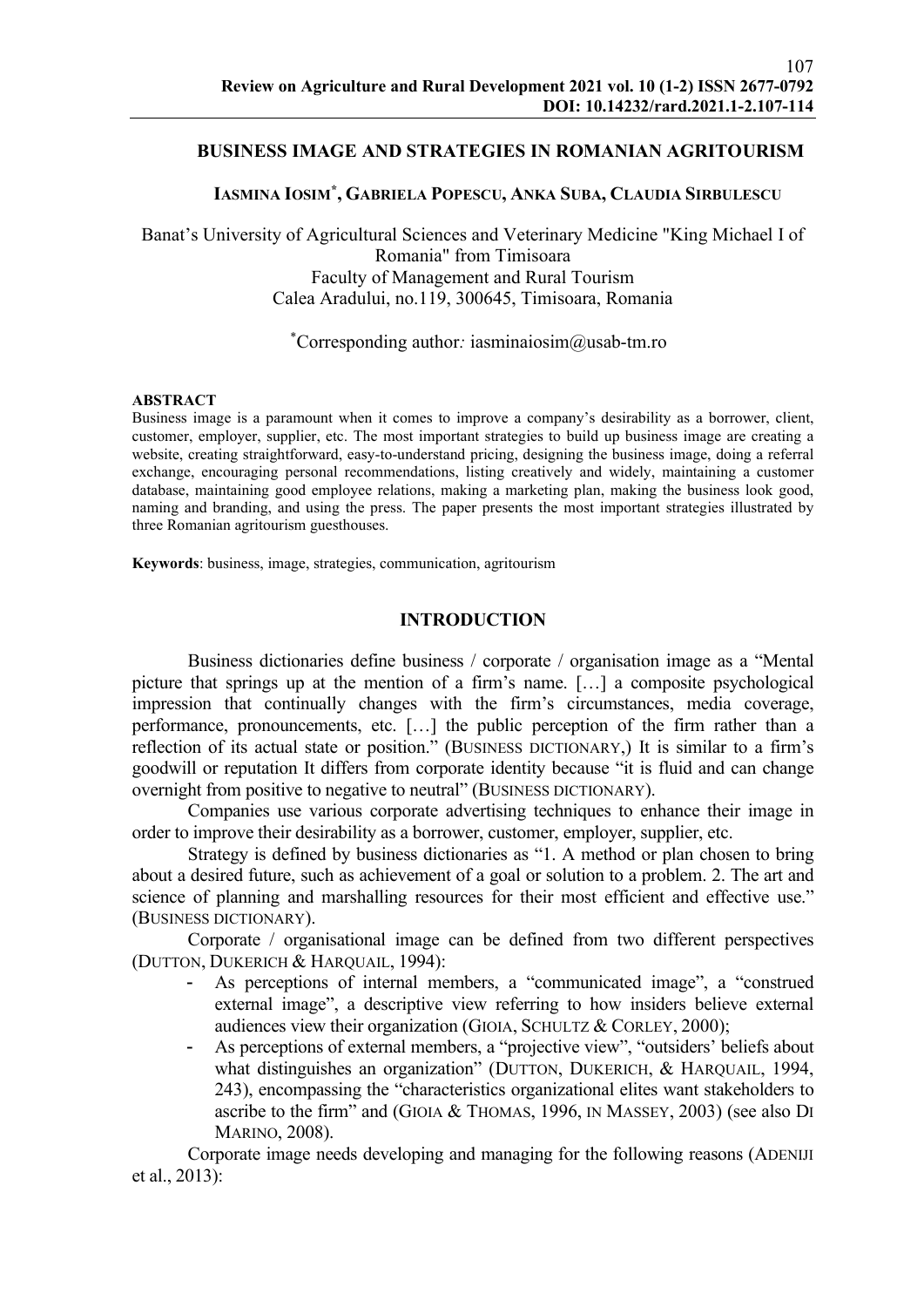# BUSINESS IMAGE AND STRATEGIES IN ROMANIAN AGRITOURISM

**IASMINA IOSIM\*, GABRIELA POPESCU, ANKA SUBA, CLAUDIA SIRBULESCU**

Banat's University of Agricultural Sciences and Veterinary Medicine "King Michael I of Romania" from Timisoara
Faculty of Management and Rural Tourism
Calea Aradului, no.119, 300645, Timisoara, Romania

\*Corresponding author*:* iasminaiosim@usab-tm.ro

**ABSTRACT**

Business image is a paramount when it comes to improve a company's desirability as a borrower, client, customer, employer, supplier, etc. The most important strategies to build up business image are creating a website, creating straightforward, easy-to-understand pricing, designing the business image, doing a referral exchange, encouraging personal recommendations, listing creatively and widely, maintaining a customer database, maintaining good employee relations, making a marketing plan, making the business look good, naming and branding, and using the press. The paper presents the most important strategies illustrated by three Romanian agritourism guesthouses.

**Keywords**: business, image, strategies, communication, agritourism

## INTRODUCTION

Business dictionaries define business / corporate / organisation image as a "Mental picture that springs up at the mention of a firm's name. […] a composite psychological impression that continually changes with the firm's circumstances, media coverage, performance, pronouncements, etc. […] the public perception of the firm rather than a reflection of its actual state or position." (BUSINESS DICTIONARY,) It is similar to a firm's goodwill or reputation It differs from corporate identity because "it is fluid and can change overnight from positive to negative to neutral" (BUSINESS DICTIONARY).

Companies use various corporate advertising techniques to enhance their image in order to improve their desirability as a borrower, customer, employer, supplier, etc.

Strategy is defined by business dictionaries as "1. A method or plan chosen to bring about a desired future, such as achievement of a goal or solution to a problem. 2. The art and science of planning and marshalling resources for their most efficient and effective use." (BUSINESS DICTIONARY).

Corporate / organisational image can be defined from two different perspectives (DUTTON, DUKERICH & HARQUAIL, 1994):

- As perceptions of internal members, a "communicated image", a "construed external image", a descriptive view referring to how insiders believe external audiences view their organization (GIOIA, SCHULTZ & CORLEY, 2000);
- As perceptions of external members, a "projective view", "outsiders' beliefs about what distinguishes an organization" (DUTTON, DUKERICH, & HARQUAIL, 1994, 243), encompassing the "characteristics organizational elites want stakeholders to ascribe to the firm" and (GIOIA & THOMAS, 1996, IN MASSEY, 2003) (see also DI MARINO, 2008).

Corporate image needs developing and managing for the following reasons (ADENIJI et al., 2013):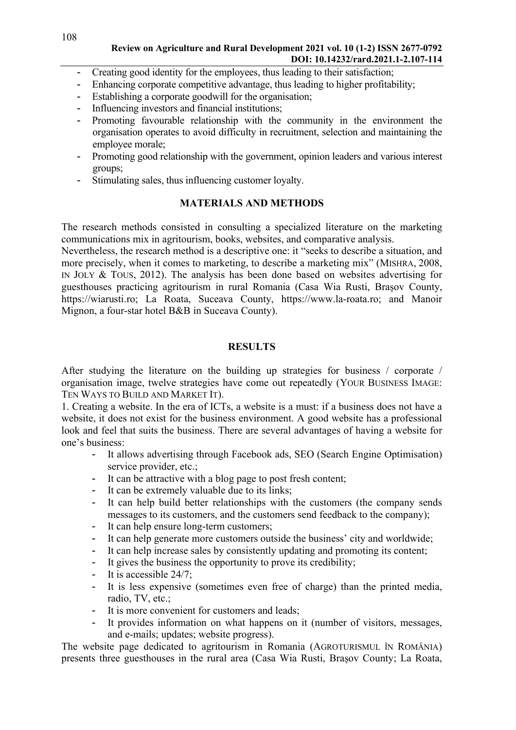- Creating good identity for the employees, thus leading to their satisfaction;
- Enhancing corporate competitive advantage, thus leading to higher profitability;
- Establishing a corporate goodwill for the organisation;
- Influencing investors and financial institutions;
- Promoting favourable relationship with the community in the environment the organisation operates to avoid difficulty in recruitment, selection and maintaining the employee morale;
- Promoting good relationship with the government, opinion leaders and various interest groups;
- Stimulating sales, thus influencing customer loyalty.

## MATERIALS AND METHODS

The research methods consisted in consulting a specialized literature on the marketing communications mix in agritourism, books, websites, and comparative analysis.

Nevertheless, the research method is a descriptive one: it "seeks to describe a situation, and more precisely, when it comes to marketing, to describe a marketing mix" (MISHRA, 2008, IN JOLY & TOUS, 2012). The analysis has been done based on websites advertising for guesthouses practicing agritourism in rural Romania (Casa Wia Rusti, Brașov County, https://wiarusti.ro; La Roata, Suceava County, https://www.la-roata.ro; and Manoir Mignon, a four-star hotel B&B in Suceava County).

## RESULTS

After studying the literature on the building up strategies for business / corporate / organisation image, twelve strategies have come out repeatedly (YOUR BUSINESS IMAGE: TEN WAYS TO BUILD AND MARKET IT).

1. Creating a website. In the era of ICTs, a website is a must: if a business does not have a website, it does not exist for the business environment. A good website has a professional look and feel that suits the business. There are several advantages of having a website for one's business:

- It allows advertising through Facebook ads, SEO (Search Engine Optimisation) service provider, etc.;
- It can be attractive with a blog page to post fresh content;
- It can be extremely valuable due to its links;
- It can help build better relationships with the customers (the company sends messages to its customers, and the customers send feedback to the company);
- It can help ensure long-term customers;
- It can help generate more customers outside the business' city and worldwide;
- It can help increase sales by consistently updating and promoting its content;
- It gives the business the opportunity to prove its credibility;
- It is accessible 24/7;
- It is less expensive (sometimes even free of charge) than the printed media, radio, TV, etc.;
- It is more convenient for customers and leads;
- It provides information on what happens on it (number of visitors, messages, and e-mails; updates; website progress).

The website page dedicated to agritourism in Romania (AGROTURISMUL ÎN ROMÂNIA) presents three guesthouses in the rural area (Casa Wia Rusti, Brașov County; La Roata,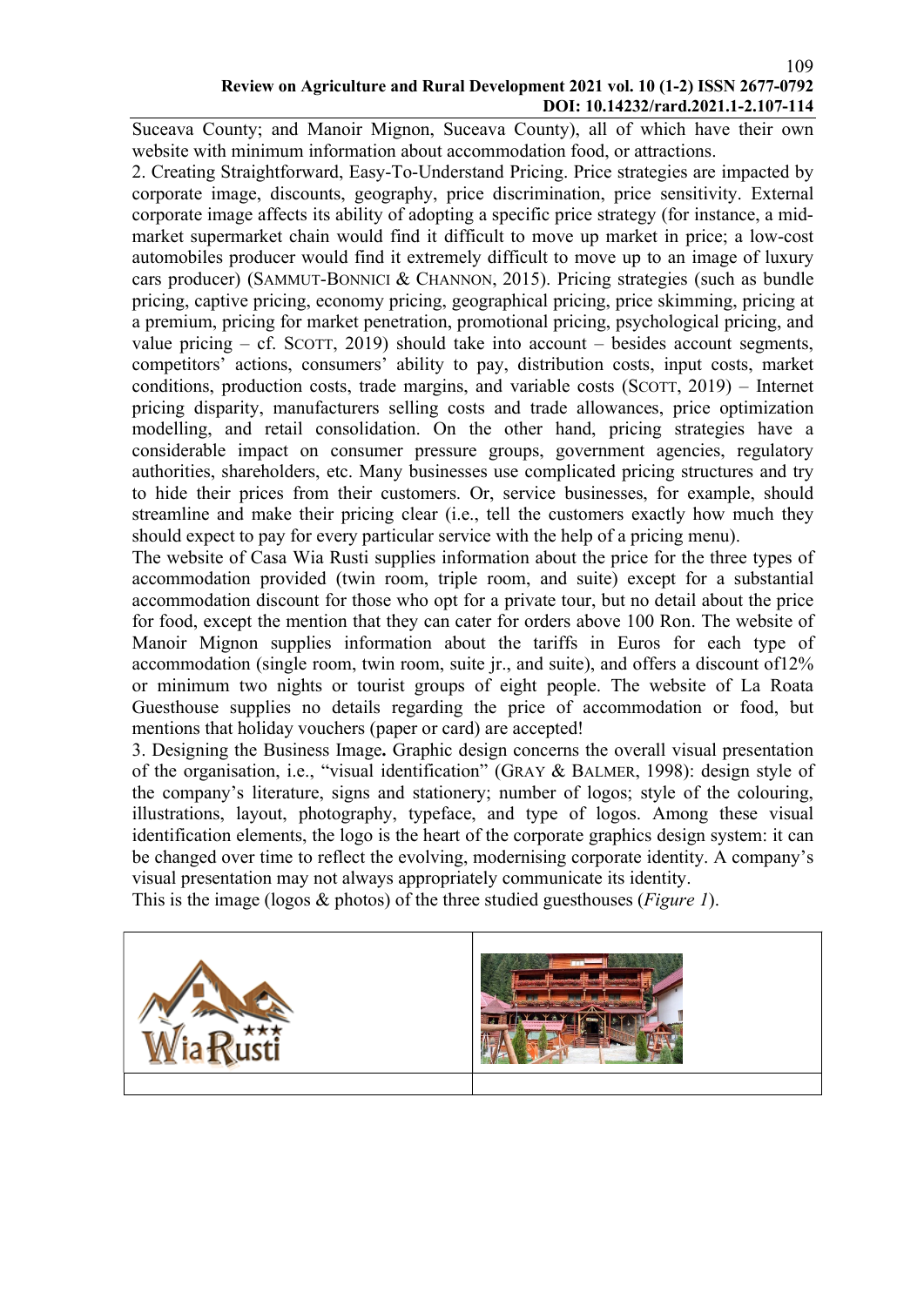Suceava County; and Manoir Mignon, Suceava County), all of which have their own website with minimum information about accommodation food, or attractions.

2. Creating Straightforward, Easy-To-Understand Pricing. Price strategies are impacted by corporate image, discounts, geography, price discrimination, price sensitivity. External corporate image affects its ability of adopting a specific price strategy (for instance, a mid-market supermarket chain would find it difficult to move up market in price; a low-cost automobiles producer would find it extremely difficult to move up to an image of luxury cars producer) (SAMMUT-BONNICI & CHANNON, 2015). Pricing strategies (such as bundle pricing, captive pricing, economy pricing, geographical pricing, price skimming, pricing at a premium, pricing for market penetration, promotional pricing, psychological pricing, and value pricing – cf. SCOTT, 2019) should take into account – besides account segments, competitors' actions, consumers' ability to pay, distribution costs, input costs, market conditions, production costs, trade margins, and variable costs (SCOTT, 2019) – Internet pricing disparity, manufacturers selling costs and trade allowances, price optimization modelling, and retail consolidation. On the other hand, pricing strategies have a considerable impact on consumer pressure groups, government agencies, regulatory authorities, shareholders, etc. Many businesses use complicated pricing structures and try to hide their prices from their customers. Or, service businesses, for example, should streamline and make their pricing clear (i.e., tell the customers exactly how much they should expect to pay for every particular service with the help of a pricing menu).

The website of Casa Wia Rusti supplies information about the price for the three types of accommodation provided (twin room, triple room, and suite) except for a substantial accommodation discount for those who opt for a private tour, but no detail about the price for food, except the mention that they can cater for orders above 100 Ron. The website of Manoir Mignon supplies information about the tariffs in Euros for each type of accommodation (single room, twin room, suite jr., and suite), and offers a discount of12% or minimum two nights or tourist groups of eight people. The website of La Roata Guesthouse supplies no details regarding the price of accommodation or food, but mentions that holiday vouchers (paper or card) are accepted!

3. Designing the Business Image**.** Graphic design concerns the overall visual presentation of the organisation, i.e., "visual identification" (GRAY & BALMER, 1998): design style of the company's literature, signs and stationery; number of logos; style of the colouring, illustrations, layout, photography, typeface, and type of logos. Among these visual identification elements, the logo is the heart of the corporate graphics design system: it can be changed over time to reflect the evolving, modernising corporate identity. A company's visual presentation may not always appropriately communicate its identity.

This is the image (logos & photos) of the three studied guesthouses (*Figure 1*).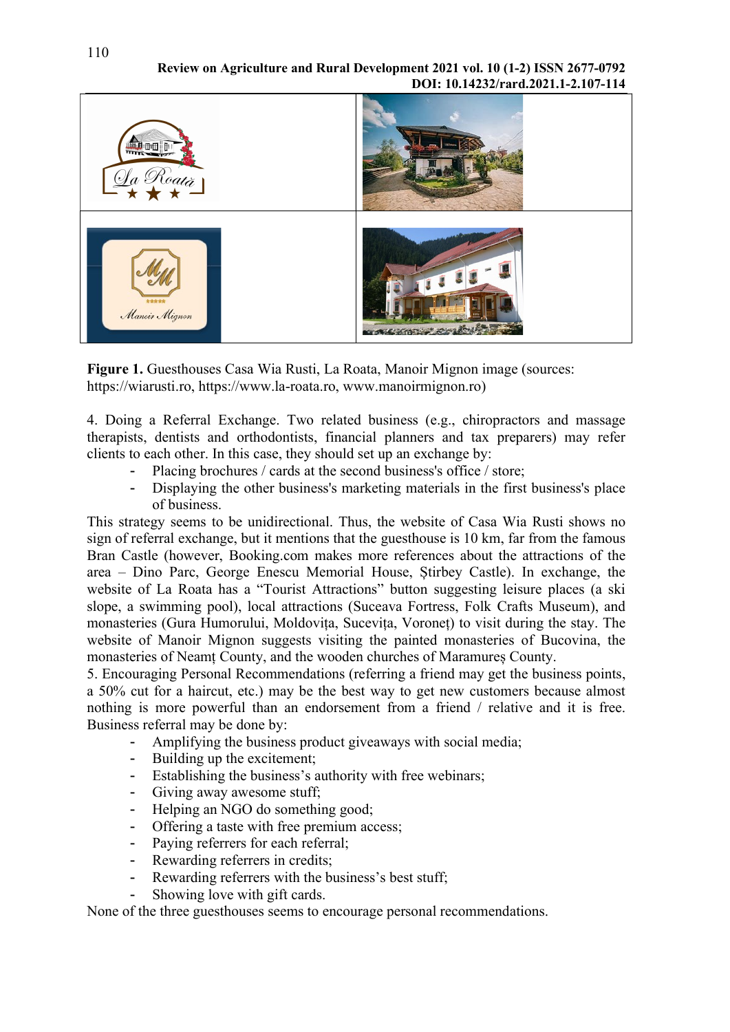**Figure 1.** Guesthouses Casa Wia Rusti, La Roata, Manoir Mignon image (sources: https://wiarusti.ro, https://www.la-roata.ro, www.manoirmignon.ro)

4. Doing a Referral Exchange. Two related business (e.g., chiropractors and massage therapists, dentists and orthodontists, financial planners and tax preparers) may refer clients to each other. In this case, they should set up an exchange by:

- Placing brochures / cards at the second business's office / store;
- Displaying the other business's marketing materials in the first business's place of business.

This strategy seems to be unidirectional. Thus, the website of Casa Wia Rusti shows no sign of referral exchange, but it mentions that the guesthouse is 10 km, far from the famous Bran Castle (however, Booking.com makes more references about the attractions of the area – Dino Parc, George Enescu Memorial House, Știrbey Castle). In exchange, the website of La Roata has a "Tourist Attractions" button suggesting leisure places (a ski slope, a swimming pool), local attractions (Suceava Fortress, Folk Crafts Museum), and monasteries (Gura Humorului, Moldovița, Sucevița, Voroneț) to visit during the stay. The website of Manoir Mignon suggests visiting the painted monasteries of Bucovina, the monasteries of Neamț County, and the wooden churches of Maramureș County.

5. Encouraging Personal Recommendations (referring a friend may get the business points, a 50% cut for a haircut, etc.) may be the best way to get new customers because almost nothing is more powerful than an endorsement from a friend / relative and it is free. Business referral may be done by:

- Amplifying the business product giveaways with social media;
- Building up the excitement;
- Establishing the business's authority with free webinars;
- Giving away awesome stuff;
- Helping an NGO do something good;
- Offering a taste with free premium access;
- Paying referrers for each referral;
- Rewarding referrers in credits;
- Rewarding referrers with the business's best stuff;
- Showing love with gift cards.

None of the three guesthouses seems to encourage personal recommendations.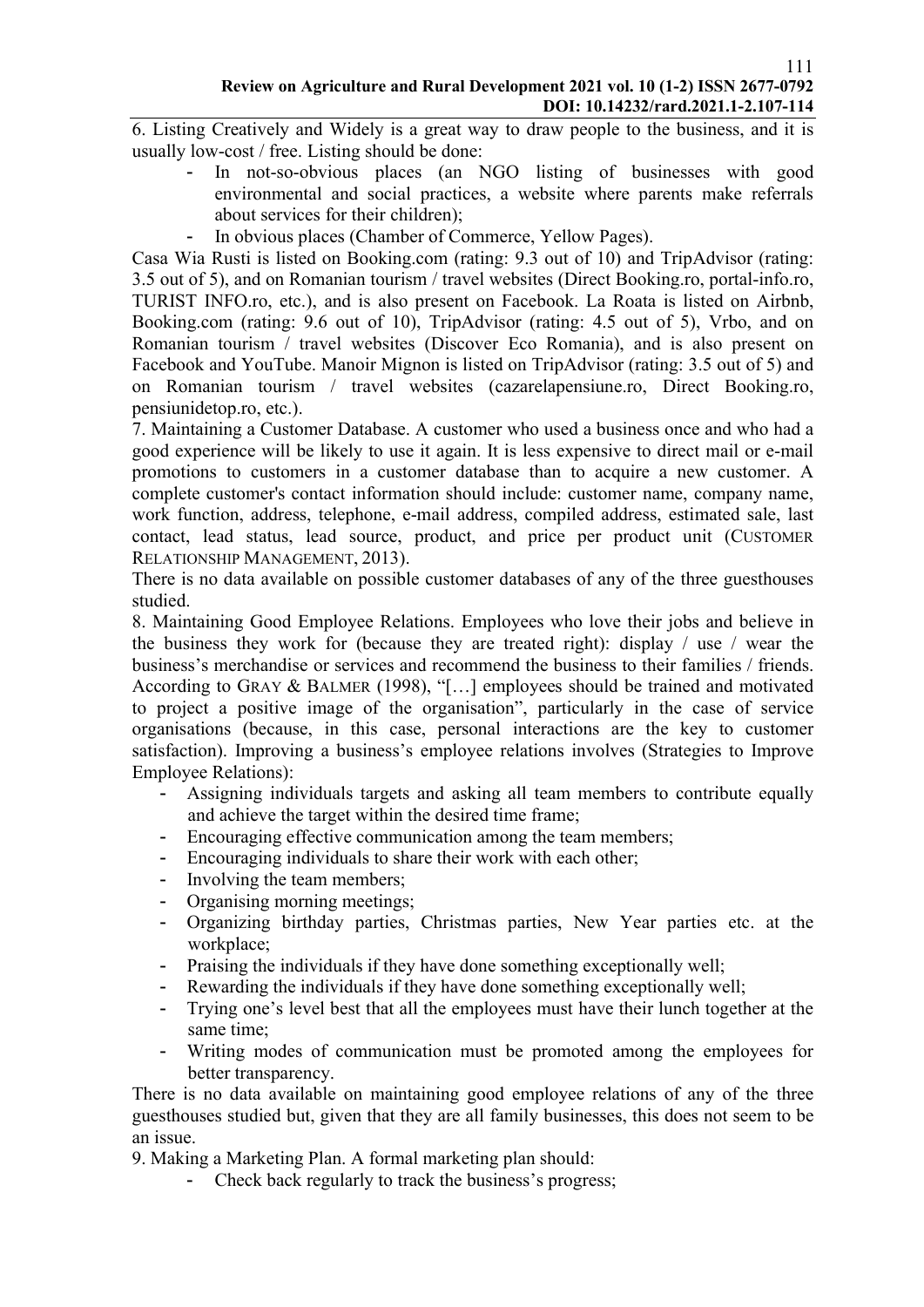6. Listing Creatively and Widely is a great way to draw people to the business, and it is usually low-cost / free. Listing should be done:

- In not-so-obvious places (an NGO listing of businesses with good environmental and social practices, a website where parents make referrals about services for their children);
- In obvious places (Chamber of Commerce, Yellow Pages).

Casa Wia Rusti is listed on Booking.com (rating: 9.3 out of 10) and TripAdvisor (rating: 3.5 out of 5), and on Romanian tourism / travel websites (Direct Booking.ro, portal-info.ro, TURIST INFO.ro, etc.), and is also present on Facebook. La Roata is listed on Airbnb, Booking.com (rating: 9.6 out of 10), TripAdvisor (rating: 4.5 out of 5), Vrbo, and on Romanian tourism / travel websites (Discover Eco Romania), and is also present on Facebook and YouTube. Manoir Mignon is listed on TripAdvisor (rating: 3.5 out of 5) and on Romanian tourism / travel websites (cazarelapensiune.ro, Direct Booking.ro, pensiunidetop.ro, etc.).

7. Maintaining a Customer Database. A customer who used a business once and who had a good experience will be likely to use it again. It is less expensive to direct mail or e-mail promotions to customers in a customer database than to acquire a new customer. A complete customer's contact information should include: customer name, company name, work function, address, telephone, e-mail address, compiled address, estimated sale, last contact, lead status, lead source, product, and price per product unit (CUSTOMER RELATIONSHIP MANAGEMENT, 2013).

There is no data available on possible customer databases of any of the three guesthouses studied.

8. Maintaining Good Employee Relations. Employees who love their jobs and believe in the business they work for (because they are treated right): display / use / wear the business's merchandise or services and recommend the business to their families / friends. According to GRAY & BALMER (1998), "[…] employees should be trained and motivated to project a positive image of the organisation", particularly in the case of service organisations (because, in this case, personal interactions are the key to customer satisfaction). Improving a business's employee relations involves (Strategies to Improve Employee Relations):

- Assigning individuals targets and asking all team members to contribute equally and achieve the target within the desired time frame;
- Encouraging effective communication among the team members;
- Encouraging individuals to share their work with each other;
- Involving the team members;
- Organising morning meetings;
- Organizing birthday parties, Christmas parties, New Year parties etc. at the workplace;
- Praising the individuals if they have done something exceptionally well;
- Rewarding the individuals if they have done something exceptionally well;
- Trying one's level best that all the employees must have their lunch together at the same time;
- Writing modes of communication must be promoted among the employees for better transparency.

There is no data available on maintaining good employee relations of any of the three guesthouses studied but, given that they are all family businesses, this does not seem to be an issue.

9. Making a Marketing Plan. A formal marketing plan should:

- Check back regularly to track the business's progress;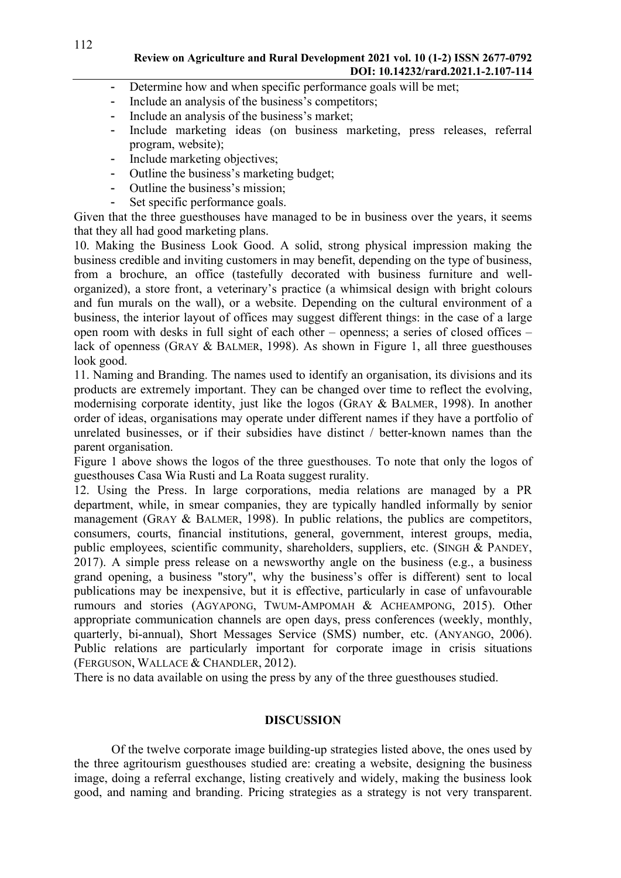- Determine how and when specific performance goals will be met;
- Include an analysis of the business's competitors;
- Include an analysis of the business's market;
- Include marketing ideas (on business marketing, press releases, referral program, website);
- Include marketing objectives;
- Outline the business's marketing budget;
- Outline the business's mission;
- Set specific performance goals.

Given that the three guesthouses have managed to be in business over the years, it seems that they all had good marketing plans.

10. Making the Business Look Good. A solid, strong physical impression making the business credible and inviting customers in may benefit, depending on the type of business, from a brochure, an office (tastefully decorated with business furniture and well-organized), a store front, a veterinary's practice (a whimsical design with bright colours and fun murals on the wall), or a website. Depending on the cultural environment of a business, the interior layout of offices may suggest different things: in the case of a large open room with desks in full sight of each other – openness; a series of closed offices – lack of openness (GRAY & BALMER, 1998). As shown in Figure 1, all three guesthouses look good.

11. Naming and Branding. The names used to identify an organisation, its divisions and its products are extremely important. They can be changed over time to reflect the evolving, modernising corporate identity, just like the logos (GRAY & BALMER, 1998). In another order of ideas, organisations may operate under different names if they have a portfolio of unrelated businesses, or if their subsidies have distinct / better-known names than the parent organisation.

Figure 1 above shows the logos of the three guesthouses. To note that only the logos of guesthouses Casa Wia Rusti and La Roata suggest rurality.

12. Using the Press. In large corporations, media relations are managed by a PR department, while, in smear companies, they are typically handled informally by senior management (GRAY & BALMER, 1998). In public relations, the publics are competitors, consumers, courts, financial institutions, general, government, interest groups, media, public employees, scientific community, shareholders, suppliers, etc. (SINGH & PANDEY, 2017). A simple press release on a newsworthy angle on the business (e.g., a business grand opening, a business "story", why the business's offer is different) sent to local publications may be inexpensive, but it is effective, particularly in case of unfavourable rumours and stories (AGYAPONG, TWUM-AMPOMAH & ACHEAMPONG, 2015). Other appropriate communication channels are open days, press conferences (weekly, monthly, quarterly, bi-annual), Short Messages Service (SMS) number, etc. (ANYANGO, 2006). Public relations are particularly important for corporate image in crisis situations (FERGUSON, WALLACE & CHANDLER, 2012).

There is no data available on using the press by any of the three guesthouses studied.

## DISCUSSION

Of the twelve corporate image building-up strategies listed above, the ones used by the three agritourism guesthouses studied are: creating a website, designing the business image, doing a referral exchange, listing creatively and widely, making the business look good, and naming and branding. Pricing strategies as a strategy is not very transparent.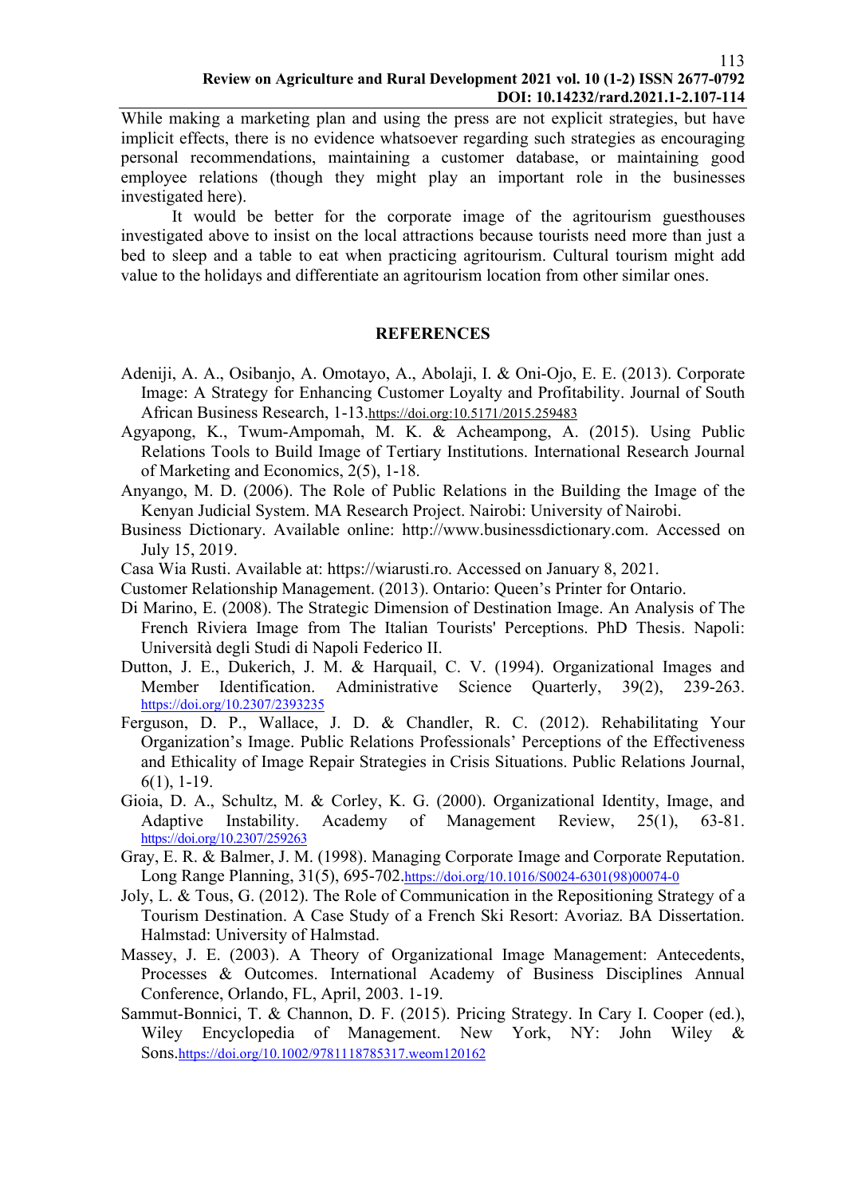While making a marketing plan and using the press are not explicit strategies, but have implicit effects, there is no evidence whatsoever regarding such strategies as encouraging personal recommendations, maintaining a customer database, or maintaining good employee relations (though they might play an important role in the businesses investigated here).

It would be better for the corporate image of the agritourism guesthouses investigated above to insist on the local attractions because tourists need more than just a bed to sleep and a table to eat when practicing agritourism. Cultural tourism might add value to the holidays and differentiate an agritourism location from other similar ones.

## REFERENCES

Adeniji, A. A., Osibanjo, A. Omotayo, A., Abolaji, I. & Oni-Ojo, E. E. (2013). Corporate Image: A Strategy for Enhancing Customer Loyalty and Profitability. Journal of South African Business Research, 1-13.https://doi.org:10.5171/2015.259483

Agyapong, K., Twum-Ampomah, M. K. & Acheampong, A. (2015). Using Public Relations Tools to Build Image of Tertiary Institutions. International Research Journal of Marketing and Economics, 2(5), 1-18.

Anyango, M. D. (2006). The Role of Public Relations in the Building the Image of the Kenyan Judicial System. MA Research Project. Nairobi: University of Nairobi.

Business Dictionary. Available online: http://www.businessdictionary.com. Accessed on July 15, 2019.

Casa Wia Rusti. Available at: https://wiarusti.ro. Accessed on January 8, 2021.

Customer Relationship Management. (2013). Ontario: Queen's Printer for Ontario.

Di Marino, E. (2008). The Strategic Dimension of Destination Image. An Analysis of The French Riviera Image from The Italian Tourists' Perceptions. PhD Thesis. Napoli: Università degli Studi di Napoli Federico II.

Dutton, J. E., Dukerich, J. M. & Harquail, C. V. (1994). Organizational Images and Member Identification. Administrative Science Quarterly, 39(2), 239-263. https://doi.org/10.2307/2393235

Ferguson, D. P., Wallace, J. D. & Chandler, R. C. (2012). Rehabilitating Your Organization's Image. Public Relations Professionals' Perceptions of the Effectiveness and Ethicality of Image Repair Strategies in Crisis Situations. Public Relations Journal, 6(1), 1-19.

Gioia, D. A., Schultz, M. & Corley, K. G. (2000). Organizational Identity, Image, and Adaptive Instability. Academy of Management Review, 25(1), 63-81. https://doi.org/10.2307/259263

Gray, E. R. & Balmer, J. M. (1998). Managing Corporate Image and Corporate Reputation. Long Range Planning, 31(5), 695-702.https://doi.org/10.1016/S0024-6301(98)00074-0

Joly, L. & Tous, G. (2012). The Role of Communication in the Repositioning Strategy of a Tourism Destination. A Case Study of a French Ski Resort: Avoriaz. BA Dissertation. Halmstad: University of Halmstad.

Massey, J. E. (2003). A Theory of Organizational Image Management: Antecedents, Processes & Outcomes. International Academy of Business Disciplines Annual Conference, Orlando, FL, April, 2003. 1-19.

Sammut-Bonnici, T. & Channon, D. F. (2015). Pricing Strategy. In Cary I. Cooper (ed.), Wiley Encyclopedia of Management. New York, NY: John Wiley & Sons.https://doi.org/10.1002/9781118785317.weom120162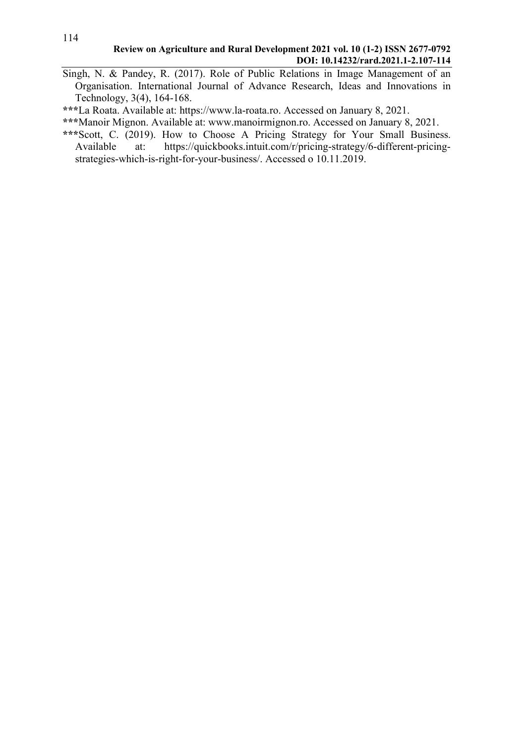Singh, N. & Pandey, R. (2017). Role of Public Relations in Image Management of an Organisation. International Journal of Advance Research, Ideas and Innovations in Technology, 3(4), 164-168.

***La Roata. Available at: https://www.la-roata.ro. Accessed on January 8, 2021.

***Manoir Mignon. Available at: www.manoirmignon.ro. Accessed on January 8, 2021.

***Scott, C. (2019). How to Choose A Pricing Strategy for Your Small Business. Available at: https://quickbooks.intuit.com/r/pricing-strategy/6-different-pricing-strategies-which-is-right-for-your-business/. Accessed o 10.11.2019.